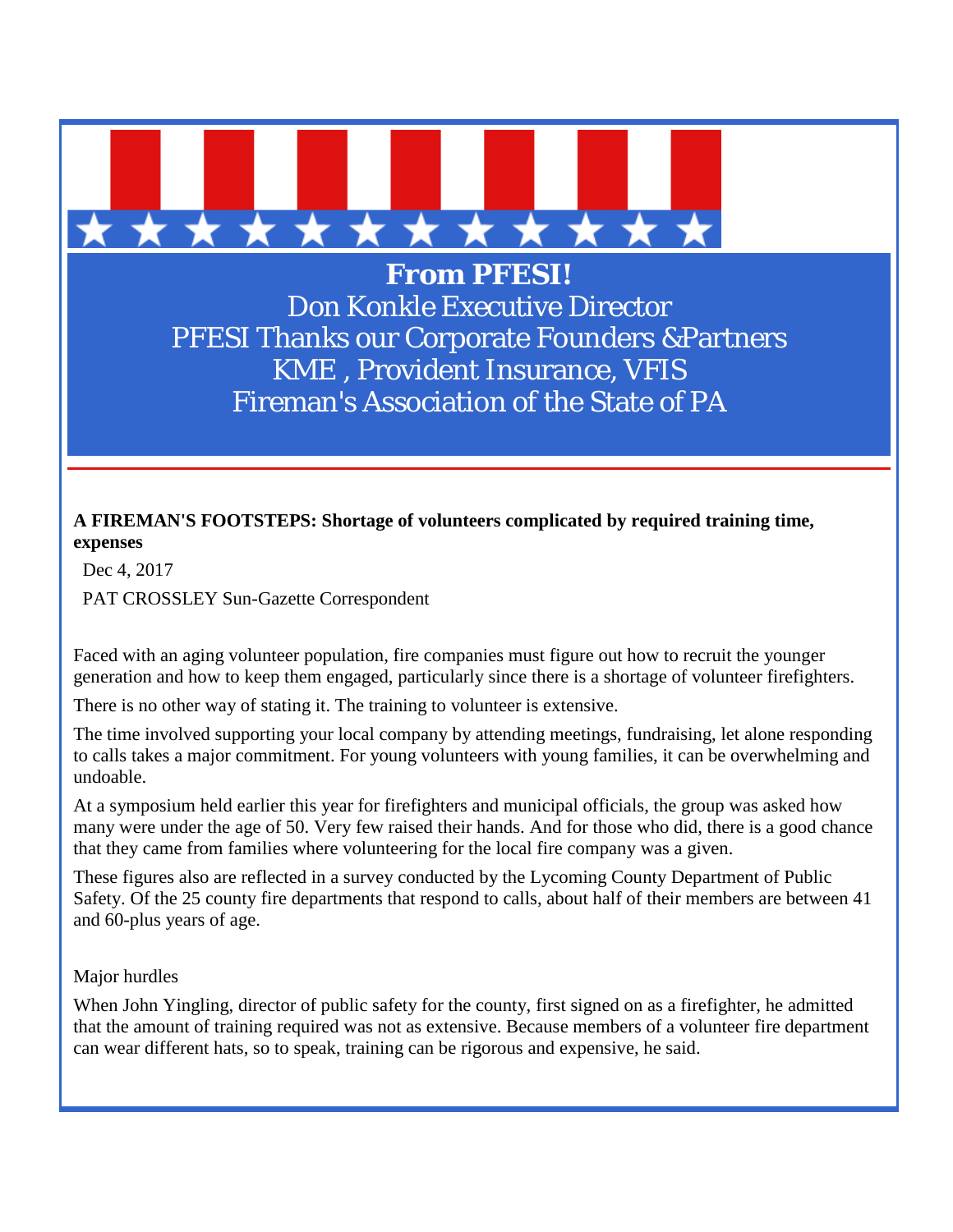**From PFESI!**

Don Konkle Executive Director

PFESI Thanks our Corporate Founders &Partners

KME , Provident Insurance, VFIS

Fireman's Association of the State of PA

---

**A FIREMAN'S FOOTSTEPS: Shortage of volunteers complicated by required training time, expenses**

Dec 4, 2017

PAT CROSSLEY Sun-Gazette Correspondent

Faced with an aging volunteer population, fire companies must figure out how to recruit the younger generation and how to keep them engaged, particularly since there is a shortage of volunteer firefighters.

There is no other way of stating it. The training to volunteer is extensive.

The time involved supporting your local company by attending meetings, fundraising, let alone responding to calls takes a major commitment. For young volunteers with young families, it can be overwhelming and undoable.

At a symposium held earlier this year for firefighters and municipal officials, the group was asked how many were under the age of 50. Very few raised their hands. And for those who did, there is a good chance that they came from families where volunteering for the local fire company was a given.

These figures also are reflected in a survey conducted by the Lycoming County Department of Public Safety. Of the 25 county fire departments that respond to calls, about half of their members are between 41 and 60-plus years of age.

Major hurdles

When John Yingling, director of public safety for the county, first signed on as a firefighter, he admitted that the amount of training required was not as extensive. Because members of a volunteer fire department can wear different hats, so to speak, training can be rigorous and expensive, he said.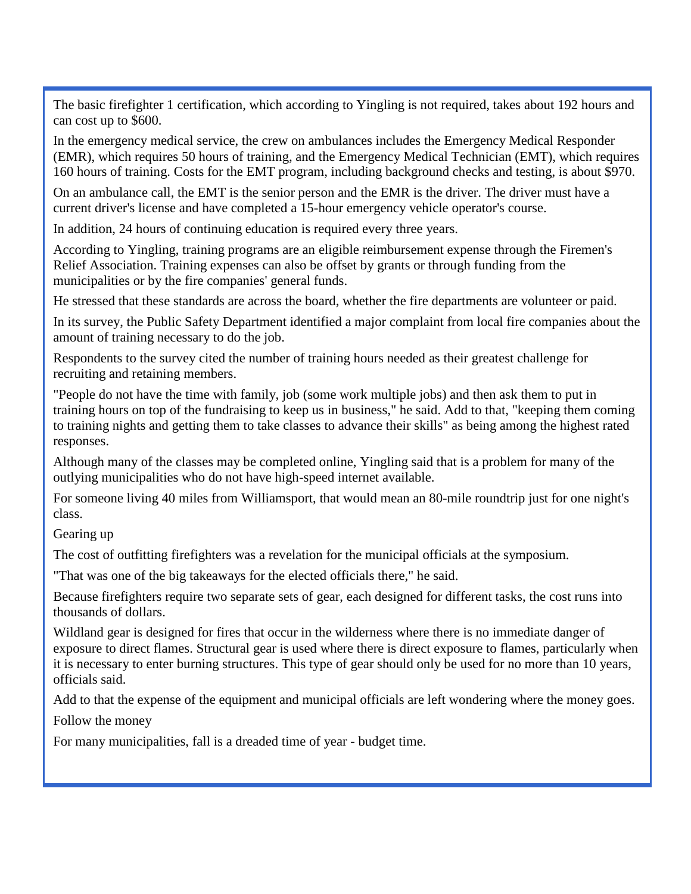The basic firefighter 1 certification, which according to Yingling is not required, takes about 192 hours and can cost up to $600.

In the emergency medical service, the crew on ambulances includes the Emergency Medical Responder (EMR), which requires 50 hours of training, and the Emergency Medical Technician (EMT), which requires 160 hours of training. Costs for the EMT program, including background checks and testing, is about $970.

On an ambulance call, the EMT is the senior person and the EMR is the driver. The driver must have a current driver's license and have completed a 15-hour emergency vehicle operator's course.

In addition, 24 hours of continuing education is required every three years.

According to Yingling, training programs are an eligible reimbursement expense through the Firemen's Relief Association. Training expenses can also be offset by grants or through funding from the municipalities or by the fire companies' general funds.

He stressed that these standards are across the board, whether the fire departments are volunteer or paid.

In its survey, the Public Safety Department identified a major complaint from local fire companies about the amount of training necessary to do the job.

Respondents to the survey cited the number of training hours needed as their greatest challenge for recruiting and retaining members.

"People do not have the time with family, job (some work multiple jobs) and then ask them to put in training hours on top of the fundraising to keep us in business," he said. Add to that, "keeping them coming to training nights and getting them to take classes to advance their skills" as being among the highest rated responses.

Although many of the classes may be completed online, Yingling said that is a problem for many of the outlying municipalities who do not have high-speed internet available.

For someone living 40 miles from Williamsport, that would mean an 80-mile roundtrip just for one night's class.

## Gearing up

The cost of outfitting firefighters was a revelation for the municipal officials at the symposium.

"That was one of the big takeaways for the elected officials there," he said.

Because firefighters require two separate sets of gear, each designed for different tasks, the cost runs into thousands of dollars.

Wildland gear is designed for fires that occur in the wilderness where there is no immediate danger of exposure to direct flames. Structural gear is used where there is direct exposure to flames, particularly when it is necessary to enter burning structures. This type of gear should only be used for no more than 10 years, officials said.

Add to that the expense of the equipment and municipal officials are left wondering where the money goes.

## Follow the money

For many municipalities, fall is a dreaded time of year - budget time.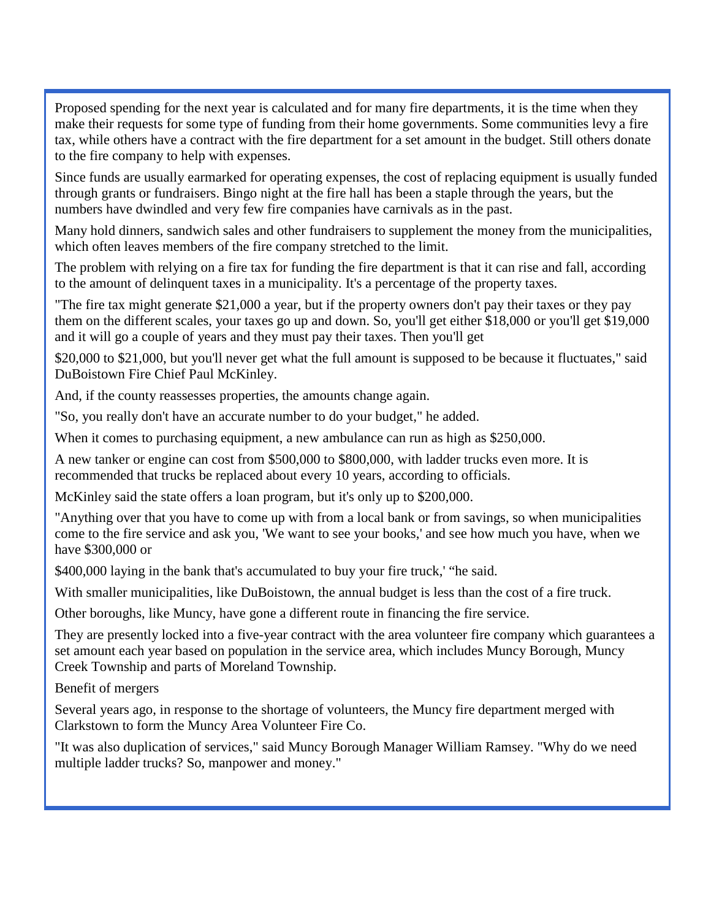Proposed spending for the next year is calculated and for many fire departments, it is the time when they make their requests for some type of funding from their home governments. Some communities levy a fire tax, while others have a contract with the fire department for a set amount in the budget. Still others donate to the fire company to help with expenses.

Since funds are usually earmarked for operating expenses, the cost of replacing equipment is usually funded through grants or fundraisers. Bingo night at the fire hall has been a staple through the years, but the numbers have dwindled and very few fire companies have carnivals as in the past.

Many hold dinners, sandwich sales and other fundraisers to supplement the money from the municipalities, which often leaves members of the fire company stretched to the limit.

The problem with relying on a fire tax for funding the fire department is that it can rise and fall, according to the amount of delinquent taxes in a municipality. It's a percentage of the property taxes.

"The fire tax might generate $21,000 a year, but if the property owners don't pay their taxes or they pay them on the different scales, your taxes go up and down. So, you'll get either $18,000 or you'll get $19,000 and it will go a couple of years and they must pay their taxes. Then you'll get

$20,000 to $21,000, but you'll never get what the full amount is supposed to be because it fluctuates," said DuBoistown Fire Chief Paul McKinley.

And, if the county reassesses properties, the amounts change again.

"So, you really don't have an accurate number to do your budget," he added.

When it comes to purchasing equipment, a new ambulance can run as high as $250,000.

A new tanker or engine can cost from $500,000 to $800,000, with ladder trucks even more. It is recommended that trucks be replaced about every 10 years, according to officials.

McKinley said the state offers a loan program, but it's only up to $200,000.

"Anything over that you have to come up with from a local bank or from savings, so when municipalities come to the fire service and ask you, 'We want to see your books,' and see how much you have, when we have $300,000 or

$400,000 laying in the bank that's accumulated to buy your fire truck,' "he said.

With smaller municipalities, like DuBoistown, the annual budget is less than the cost of a fire truck.

Other boroughs, like Muncy, have gone a different route in financing the fire service.

They are presently locked into a five-year contract with the area volunteer fire company which guarantees a set amount each year based on population in the service area, which includes Muncy Borough, Muncy Creek Township and parts of Moreland Township.

Benefit of mergers

Several years ago, in response to the shortage of volunteers, the Muncy fire department merged with Clarkstown to form the Muncy Area Volunteer Fire Co.

"It was also duplication of services," said Muncy Borough Manager William Ramsey. "Why do we need multiple ladder trucks? So, manpower and money."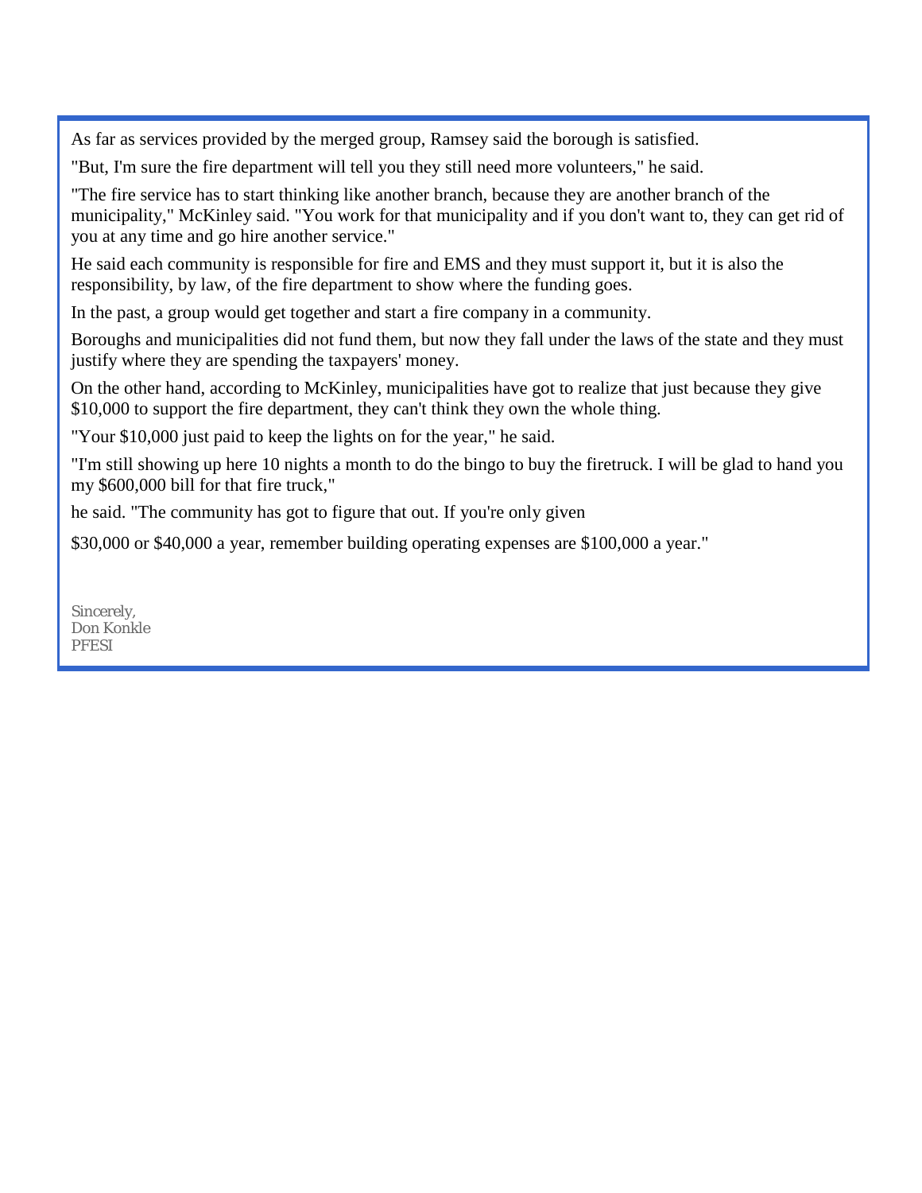As far as services provided by the merged group, Ramsey said the borough is satisfied.

"But, I'm sure the fire department will tell you they still need more volunteers," he said.

"The fire service has to start thinking like another branch, because they are another branch of the municipality," McKinley said. "You work for that municipality and if you don't want to, they can get rid of you at any time and go hire another service."

He said each community is responsible for fire and EMS and they must support it, but it is also the responsibility, by law, of the fire department to show where the funding goes.

In the past, a group would get together and start a fire company in a community.

Boroughs and municipalities did not fund them, but now they fall under the laws of the state and they must justify where they are spending the taxpayers' money.

On the other hand, according to McKinley, municipalities have got to realize that just because they give $10,000 to support the fire department, they can't think they own the whole thing.

"Your $10,000 just paid to keep the lights on for the year," he said.

"I'm still showing up here 10 nights a month to do the bingo to buy the firetruck. I will be glad to hand you my $600,000 bill for that fire truck,"

he said. "The community has got to figure that out. If you're only given

$30,000 or $40,000 a year, remember building operating expenses are $100,000 a year."

*Sincerely,*
*Don Konkle*
*PFESI*